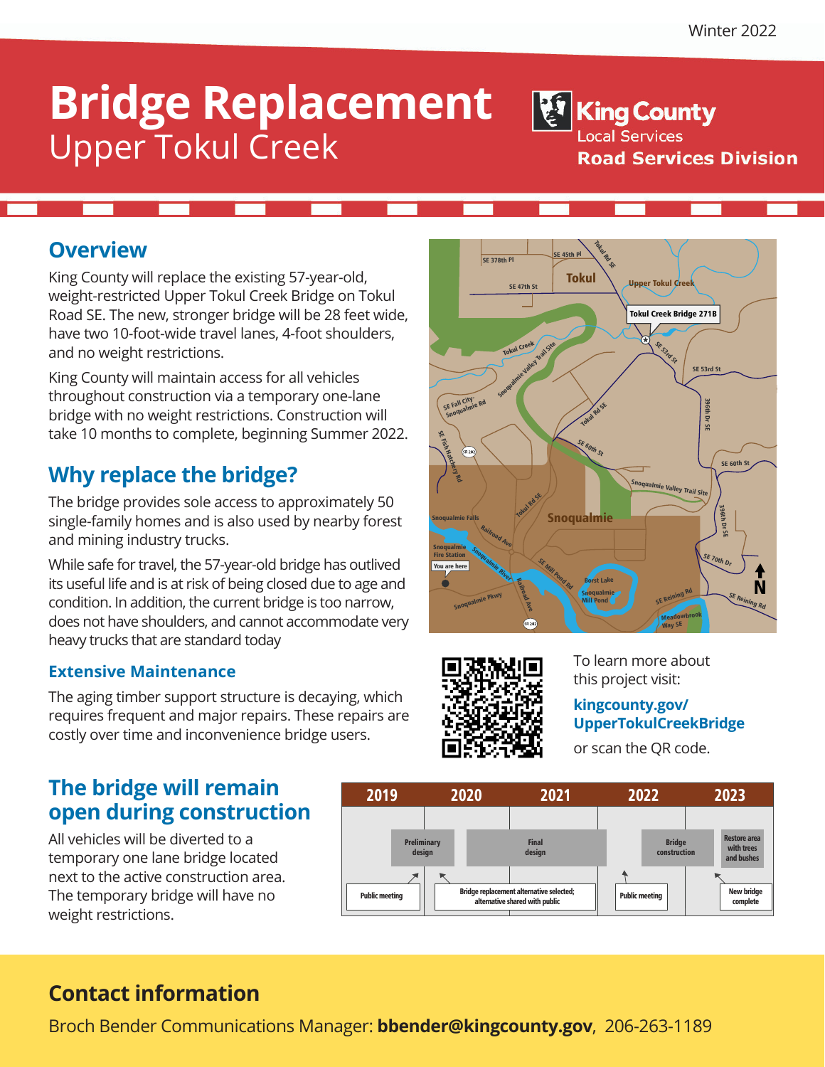Winter 2022

# Bridge Replacement
## Upper Tokul Creek

King County
Local Services
**Road Services Division**

## Overview

King County will replace the existing 57-year-old, weight-restricted Upper Tokul Creek Bridge on Tokul Road SE. The new, stronger bridge will be 28 feet wide, have two 10-foot-wide travel lanes, 4-foot shoulders, and no weight restrictions.

King County will maintain access for all vehicles throughout construction via a temporary one-lane bridge with no weight restrictions. Construction will take 10 months to complete, beginning Summer 2022.

## Why replace the bridge?

The bridge provides sole access to approximately 50 single-family homes and is also used by nearby forest and mining industry trucks.

While safe for travel, the 57-year-old bridge has outlived its useful life and is at risk of being closed due to age and condition. In addition, the current bridge is too narrow, does not have shoulders, and cannot accommodate very heavy trucks that are standard today

### Extensive Maintenance

The aging timber support structure is decaying, which requires frequent and major repairs. These repairs are costly over time and inconvenience bridge users.

To learn more about this project visit:

**kingcounty.gov/UpperTokulCreekBridge**

or scan the QR code.

## The bridge will remain open during construction

All vehicles will be diverted to a temporary one lane bridge located next to the active construction area. The temporary bridge will have no weight restrictions.

| 2019 | 2020 | 2021 | 2022 | 2023 |
|---|---|---|---|---|
| Public meeting | Preliminary design | Final design; Bridge replacement alternative selected; alternative shared with public | Public meeting; Bridge construction | Restore area with trees and bushes; New bridge complete |

## Contact information

Broch Bender Communications Manager: **bbender@kingcounty.gov**, 206-263-1189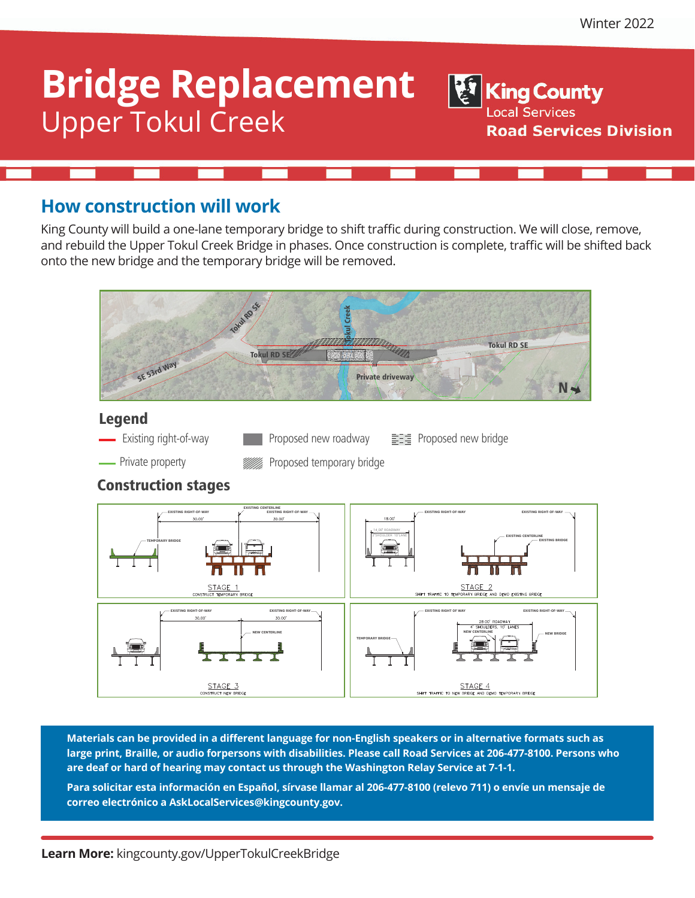Winter 2022

# Bridge Replacement
## Upper Tokul Creek

King County Local Services
Road Services Division

## How construction will work

King County will build a one-lane temporary bridge to shift traffic during construction. We will close, remove, and rebuild the Upper Tokul Creek Bridge in phases. Once construction is complete, traffic will be shifted back onto the new bridge and the temporary bridge will be removed.

Tokul RD SE

SE 53rd Way

Tokul RD SE

Tokul Creek

Private driveway

Tokul RD SE

N

### Legend

- Existing right-of-way
- Private property
- Proposed new roadway
- Proposed temporary bridge
- Proposed new bridge

### Construction stages

STAGE 1
CONSTRUCT TEMPORARY BRIDGE

STAGE 2
SHIFT TRAFFIC TO TEMPORARY BRIDGE AND DEMO EXISTING BRIDGE

STAGE 3
CONSTRUCT NEW BRIDGE

STAGE 4
SHIFT TRAFFIC TO NEW BRIDGE AND DEMO TEMPORARY BRIDGE

**Materials can be provided in a different language for non-English speakers or in alternative formats such as large print, Braille, or audio forpersons with disabilities. Please call Road Services at 206-477-8100. Persons who are deaf or hard of hearing may contact us through the Washington Relay Service at 7-1-1.**

**Para solicitar esta información en Español, sírvase llamar al 206-477-8100 (relevo 711) o envíe un mensaje de correo electrónico a AskLocalServices@kingcounty.gov.**

**Learn More:** kingcounty.gov/UpperTokulCreekBridge